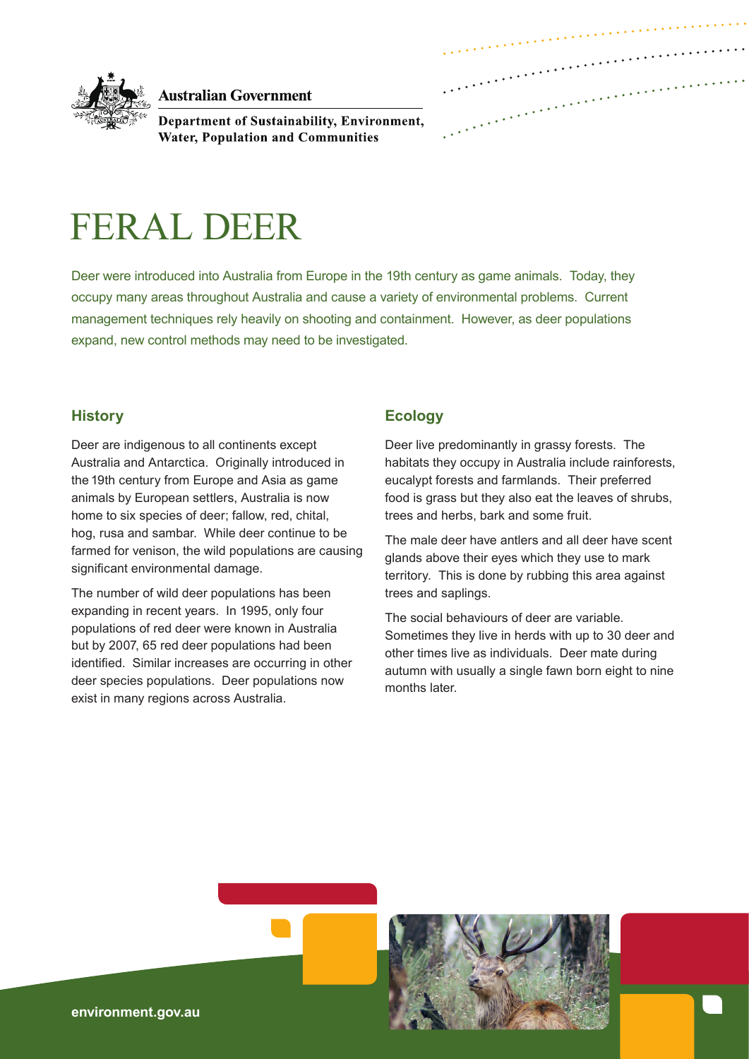Australian Government

Department of Sustainability, Environment, Water, Population and Communities

# FERAL DEER

Deer were introduced into Australia from Europe in the 19th century as game animals. Today, they occupy many areas throughout Australia and cause a variety of environmental problems. Current management techniques rely heavily on shooting and containment. However, as deer populations expand, new control methods may need to be investigated.

## History

Deer are indigenous to all continents except Australia and Antarctica. Originally introduced in the 19th century from Europe and Asia as game animals by European settlers, Australia is now home to six species of deer; fallow, red, chital, hog, rusa and sambar. While deer continue to be farmed for venison, the wild populations are causing significant environmental damage.

The number of wild deer populations has been expanding in recent years. In 1995, only four populations of red deer were known in Australia but by 2007, 65 red deer populations had been identified. Similar increases are occurring in other deer species populations. Deer populations now exist in many regions across Australia.

## Ecology

Deer live predominantly in grassy forests. The habitats they occupy in Australia include rainforests, eucalypt forests and farmlands. Their preferred food is grass but they also eat the leaves of shrubs, trees and herbs, bark and some fruit.

The male deer have antlers and all deer have scent glands above their eyes which they use to mark territory. This is done by rubbing this area against trees and saplings.

The social behaviours of deer are variable. Sometimes they live in herds with up to 30 deer and other times live as individuals. Deer mate during autumn with usually a single fawn born eight to nine months later.

environment.gov.au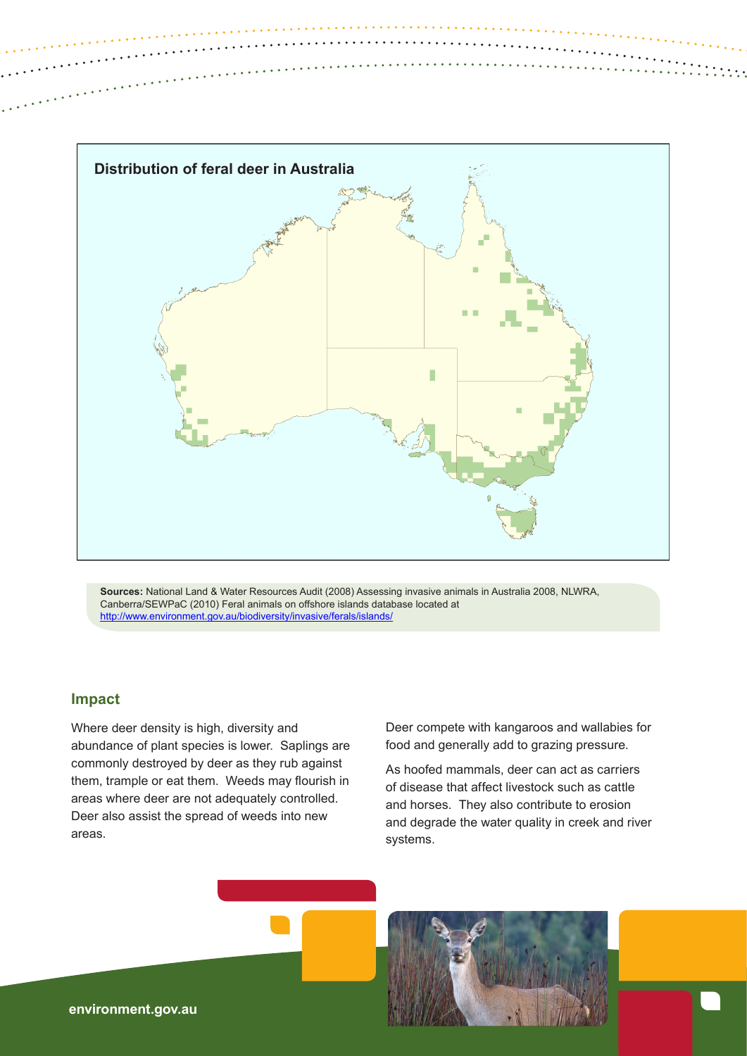**Distribution of feral deer in Australia**

**Sources:** National Land & Water Resources Audit (2008) Assessing invasive animals in Australia 2008, NLWRA, Canberra/SEWPaC (2010) Feral animals on offshore islands database located at http://www.environment.gov.au/biodiversity/invasive/ferals/islands/

## Impact

Where deer density is high, diversity and abundance of plant species is lower. Saplings are commonly destroyed by deer as they rub against them, trample or eat them. Weeds may flourish in areas where deer are not adequately controlled. Deer also assist the spread of weeds into new areas.

Deer compete with kangaroos and wallabies for food and generally add to grazing pressure.

As hoofed mammals, deer can act as carriers of disease that affect livestock such as cattle and horses. They also contribute to erosion and degrade the water quality in creek and river systems.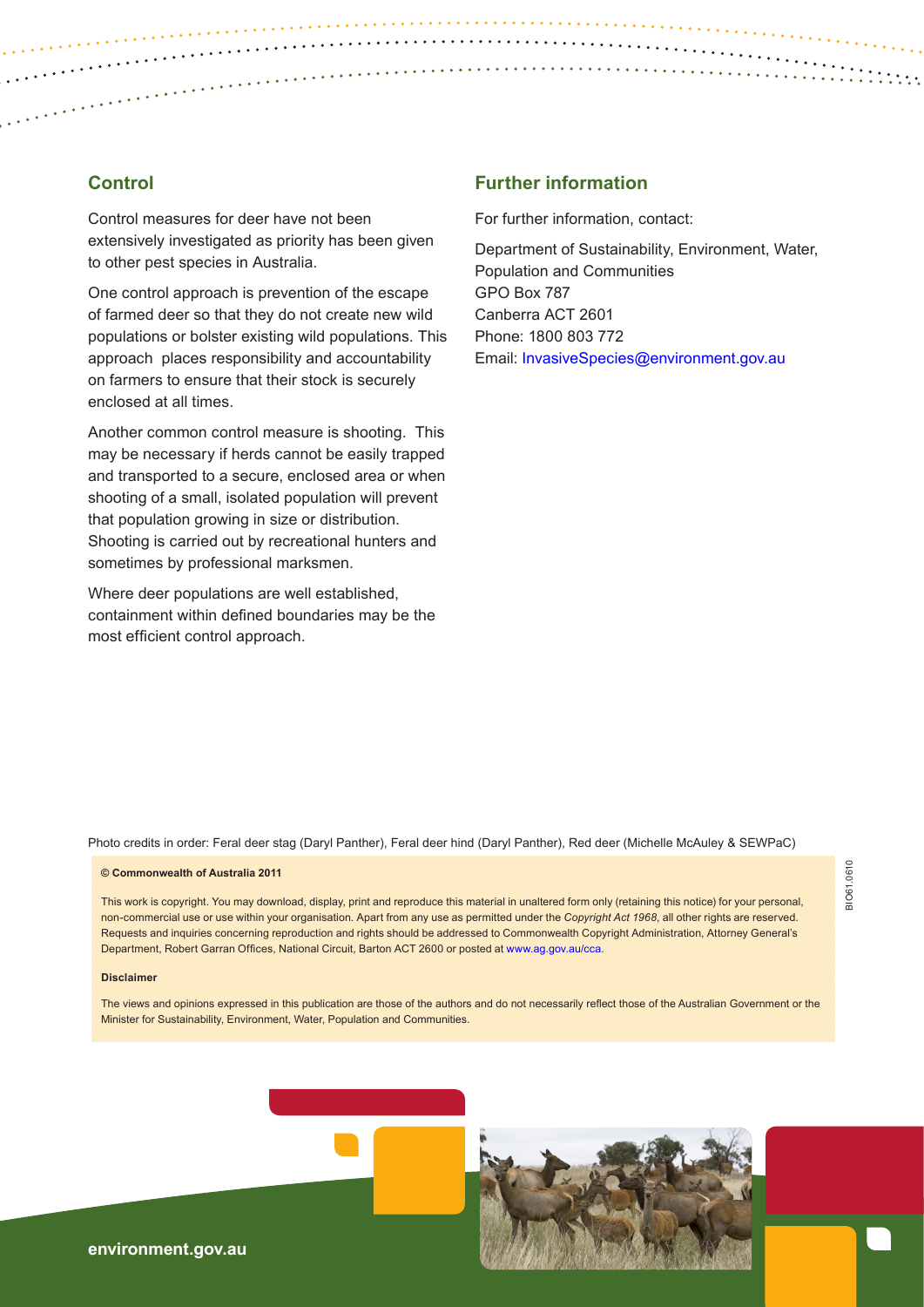## Control

Control measures for deer have not been extensively investigated as priority has been given to other pest species in Australia.

One control approach is prevention of the escape of farmed deer so that they do not create new wild populations or bolster existing wild populations. This approach places responsibility and accountability on farmers to ensure that their stock is securely enclosed at all times.

Another common control measure is shooting. This may be necessary if herds cannot be easily trapped and transported to a secure, enclosed area or when shooting of a small, isolated population will prevent that population growing in size or distribution. Shooting is carried out by recreational hunters and sometimes by professional marksmen.

Where deer populations are well established, containment within defined boundaries may be the most efficient control approach.

## Further information

For further information, contact:

Department of Sustainability, Environment, Water, Population and Communities
GPO Box 787
Canberra ACT 2601
Phone: 1800 803 772
Email: InvasiveSpecies@environment.gov.au

Photo credits in order: Feral deer stag (Daryl Panther), Feral deer hind (Daryl Panther), Red deer (Michelle McAuley & SEWPaC)

**© Commonwealth of Australia 2011**

This work is copyright. You may download, display, print and reproduce this material in unaltered form only (retaining this notice) for your personal, non-commercial use or use within your organisation. Apart from any use as permitted under the *Copyright Act 1968*, all other rights are reserved. Requests and inquiries concerning reproduction and rights should be addressed to Commonwealth Copyright Administration, Attorney General's Department, Robert Garran Offices, National Circuit, Barton ACT 2600 or posted at www.ag.gov.au/cca.

**Disclaimer**

The views and opinions expressed in this publication are those of the authors and do not necessarily reflect those of the Australian Government or the Minister for Sustainability, Environment, Water, Population and Communities.

BIO61.0610

**environment.gov.au**